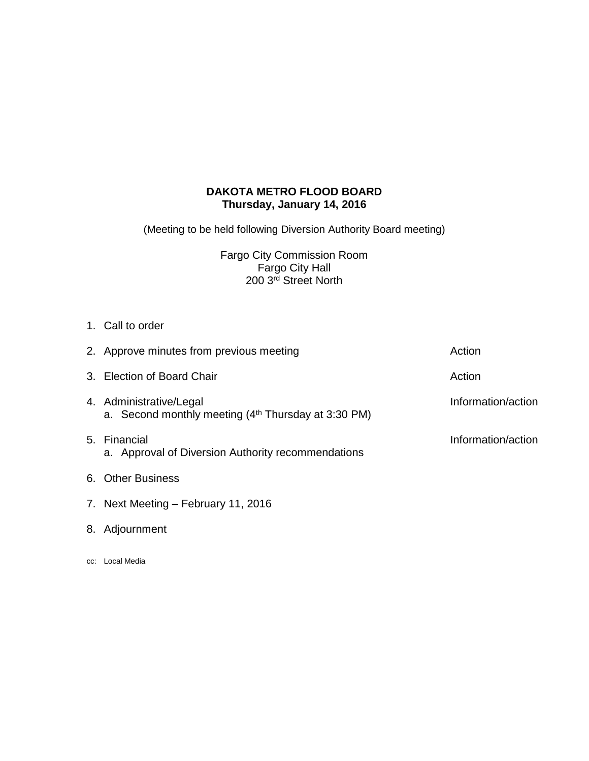**DAKOTA METRO FLOOD BOARD**
**Thursday, January 14, 2016**

(Meeting to be held following Diversion Authority Board meeting)

Fargo City Commission Room
Fargo City Hall
200 3rd Street North

1. Call to order
2. Approve minutes from previous meeting — Action
3. Election of Board Chair — Action
4. Administrative/Legal — Information/action
   a. Second monthly meeting (4th Thursday at 3:30 PM)
5. Financial — Information/action
   a. Approval of Diversion Authority recommendations
6. Other Business
7. Next Meeting – February 11, 2016
8. Adjournment

cc: Local Media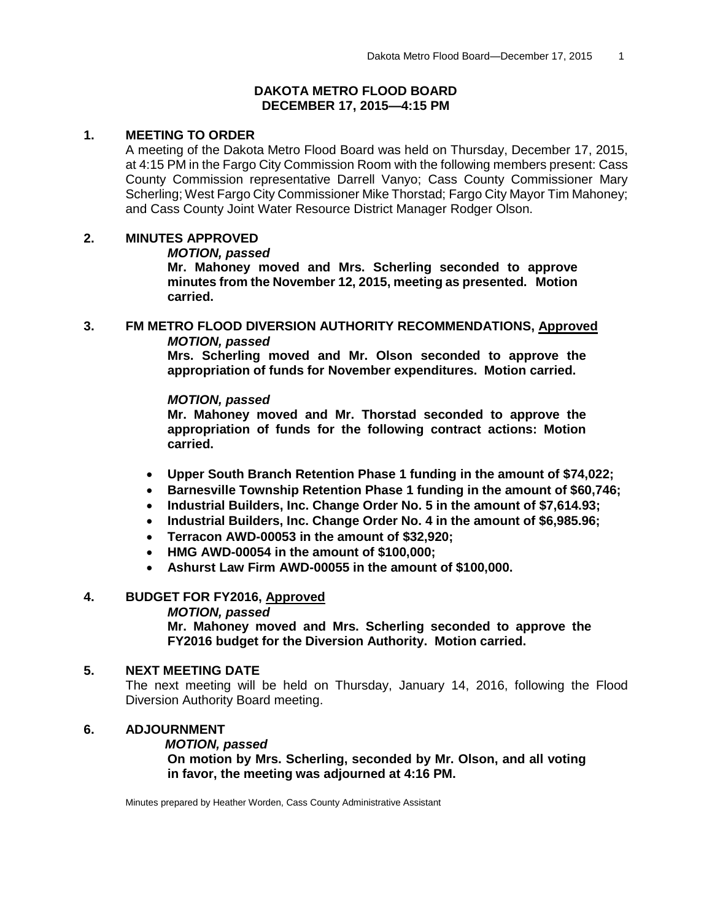**DAKOTA METRO FLOOD BOARD**
**DECEMBER 17, 2015—4:15 PM**

**1. MEETING TO ORDER**

A meeting of the Dakota Metro Flood Board was held on Thursday, December 17, 2015, at 4:15 PM in the Fargo City Commission Room with the following members present: Cass County Commission representative Darrell Vanyo; Cass County Commissioner Mary Scherling; West Fargo City Commissioner Mike Thorstad; Fargo City Mayor Tim Mahoney; and Cass County Joint Water Resource District Manager Rodger Olson.

**2. MINUTES APPROVED**

***MOTION, passed***

**Mr. Mahoney moved and Mrs. Scherling seconded to approve minutes from the November 12, 2015, meeting as presented. Motion carried.**

**3. FM METRO FLOOD DIVERSION AUTHORITY RECOMMENDATIONS, Approved**

***MOTION, passed***

**Mrs. Scherling moved and Mr. Olson seconded to approve the appropriation of funds for November expenditures. Motion carried.**

***MOTION, passed***

**Mr. Mahoney moved and Mr. Thorstad seconded to approve the appropriation of funds for the following contract actions: Motion carried.**

- **Upper South Branch Retention Phase 1 funding in the amount of $74,022;**
- **Barnesville Township Retention Phase 1 funding in the amount of $60,746;**
- **Industrial Builders, Inc. Change Order No. 5 in the amount of $7,614.93;**
- **Industrial Builders, Inc. Change Order No. 4 in the amount of $6,985.96;**
- **Terracon AWD-00053 in the amount of $32,920;**
- **HMG AWD-00054 in the amount of $100,000;**
- **Ashurst Law Firm AWD-00055 in the amount of $100,000.**

**4. BUDGET FOR FY2016, Approved**

***MOTION, passed***

**Mr. Mahoney moved and Mrs. Scherling seconded to approve the FY2016 budget for the Diversion Authority. Motion carried.**

**5. NEXT MEETING DATE**

The next meeting will be held on Thursday, January 14, 2016, following the Flood Diversion Authority Board meeting.

**6. ADJOURNMENT**

***MOTION, passed***

**On motion by Mrs. Scherling, seconded by Mr. Olson, and all voting in favor, the meeting was adjourned at 4:16 PM.**

Minutes prepared by Heather Worden, Cass County Administrative Assistant